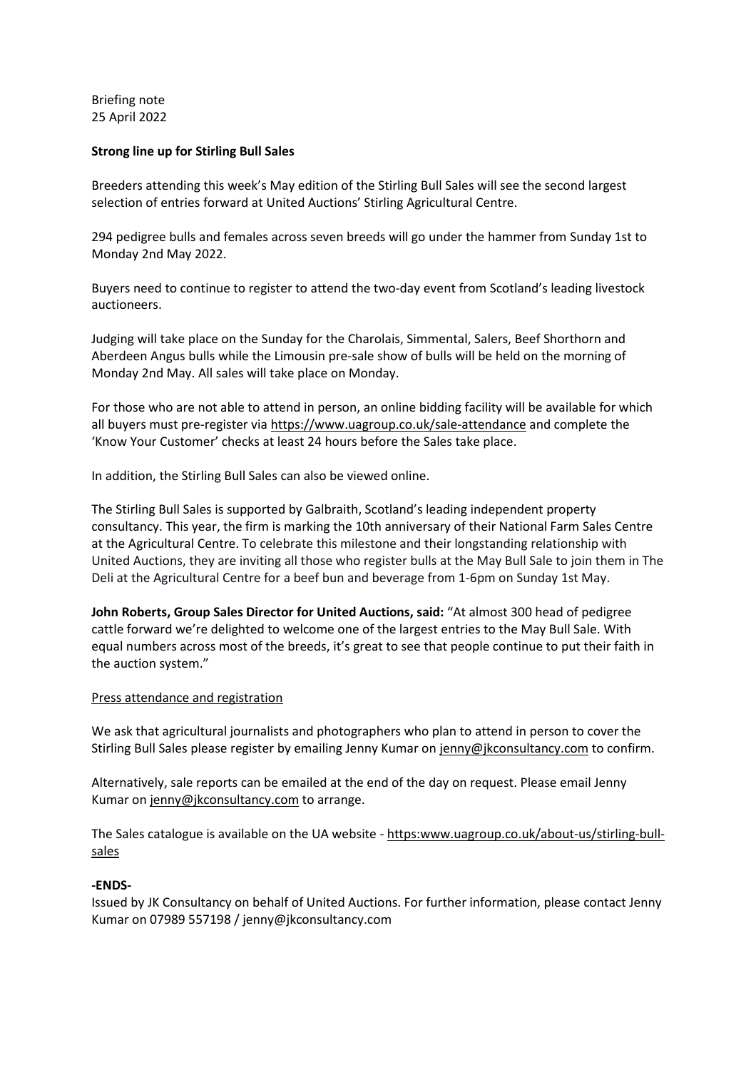Briefing note
25 April 2022

**Strong line up for Stirling Bull Sales**

Breeders attending this week's May edition of the Stirling Bull Sales will see the second largest selection of entries forward at United Auctions' Stirling Agricultural Centre.

294 pedigree bulls and females across seven breeds will go under the hammer from Sunday 1st to Monday 2nd May 2022.

Buyers need to continue to register to attend the two-day event from Scotland's leading livestock auctioneers.

Judging will take place on the Sunday for the Charolais, Simmental, Salers, Beef Shorthorn and Aberdeen Angus bulls while the Limousin pre-sale show of bulls will be held on the morning of Monday 2nd May. All sales will take place on Monday.

For those who are not able to attend in person, an online bidding facility will be available for which all buyers must pre-register via https://www.uagroup.co.uk/sale-attendance and complete the 'Know Your Customer' checks at least 24 hours before the Sales take place.

In addition, the Stirling Bull Sales can also be viewed online.

The Stirling Bull Sales is supported by Galbraith, Scotland's leading independent property consultancy. This year, the firm is marking the 10th anniversary of their National Farm Sales Centre at the Agricultural Centre. To celebrate this milestone and their longstanding relationship with United Auctions, they are inviting all those who register bulls at the May Bull Sale to join them in The Deli at the Agricultural Centre for a beef bun and beverage from 1-6pm on Sunday 1st May.

**John Roberts, Group Sales Director for United Auctions, said:** "At almost 300 head of pedigree cattle forward we're delighted to welcome one of the largest entries to the May Bull Sale. With equal numbers across most of the breeds, it's great to see that people continue to put their faith in the auction system."

Press attendance and registration

We ask that agricultural journalists and photographers who plan to attend in person to cover the Stirling Bull Sales please register by emailing Jenny Kumar on jenny@jkconsultancy.com to confirm.

Alternatively, sale reports can be emailed at the end of the day on request. Please email Jenny Kumar on jenny@jkconsultancy.com to arrange.

The Sales catalogue is available on the UA website - https:www.uagroup.co.uk/about-us/stirling-bull-sales

**-ENDS-**

Issued by JK Consultancy on behalf of United Auctions. For further information, please contact Jenny Kumar on 07989 557198 / jenny@jkconsultancy.com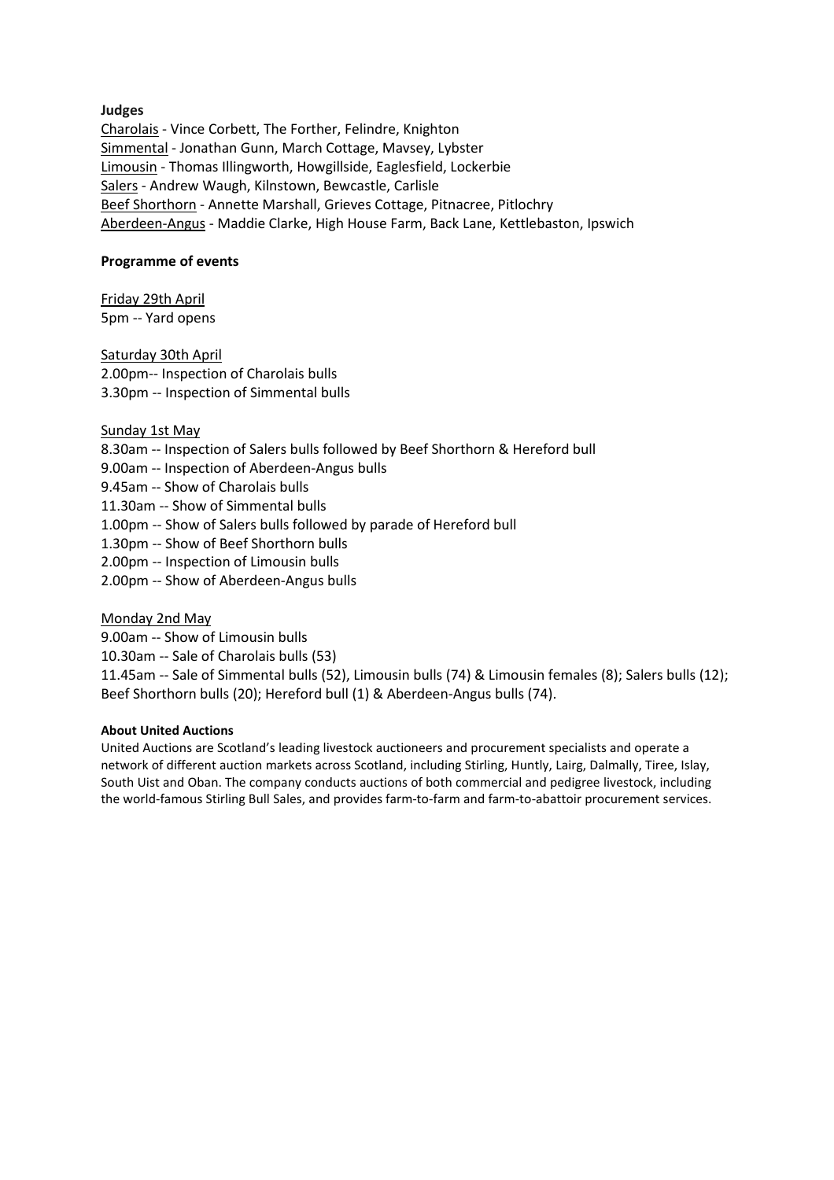**Judges**

Charolais - Vince Corbett, The Forther, Felindre, Knighton
Simmental - Jonathan Gunn, March Cottage, Mavsey, Lybster
Limousin - Thomas Illingworth, Howgillside, Eaglesfield, Lockerbie
Salers - Andrew Waugh, Kilnstown, Bewcastle, Carlisle
Beef Shorthorn - Annette Marshall, Grieves Cottage, Pitnacree, Pitlochry
Aberdeen-Angus - Maddie Clarke, High House Farm, Back Lane, Kettlebaston, Ipswich

**Programme of events**

Friday 29th April
5pm -- Yard opens

Saturday 30th April
2.00pm-- Inspection of Charolais bulls
3.30pm -- Inspection of Simmental bulls

Sunday 1st May
8.30am -- Inspection of Salers bulls followed by Beef Shorthorn & Hereford bull
9.00am -- Inspection of Aberdeen-Angus bulls
9.45am -- Show of Charolais bulls
11.30am -- Show of Simmental bulls
1.00pm -- Show of Salers bulls followed by parade of Hereford bull
1.30pm -- Show of Beef Shorthorn bulls
2.00pm -- Inspection of Limousin bulls
2.00pm -- Show of Aberdeen-Angus bulls

Monday 2nd May
9.00am -- Show of Limousin bulls
10.30am -- Sale of Charolais bulls (53)
11.45am -- Sale of Simmental bulls (52), Limousin bulls (74) & Limousin females (8); Salers bulls (12); Beef Shorthorn bulls (20); Hereford bull (1) & Aberdeen-Angus bulls (74).

**About United Auctions**

United Auctions are Scotland's leading livestock auctioneers and procurement specialists and operate a network of different auction markets across Scotland, including Stirling, Huntly, Lairg, Dalmally, Tiree, Islay, South Uist and Oban. The company conducts auctions of both commercial and pedigree livestock, including the world-famous Stirling Bull Sales, and provides farm-to-farm and farm-to-abattoir procurement services.